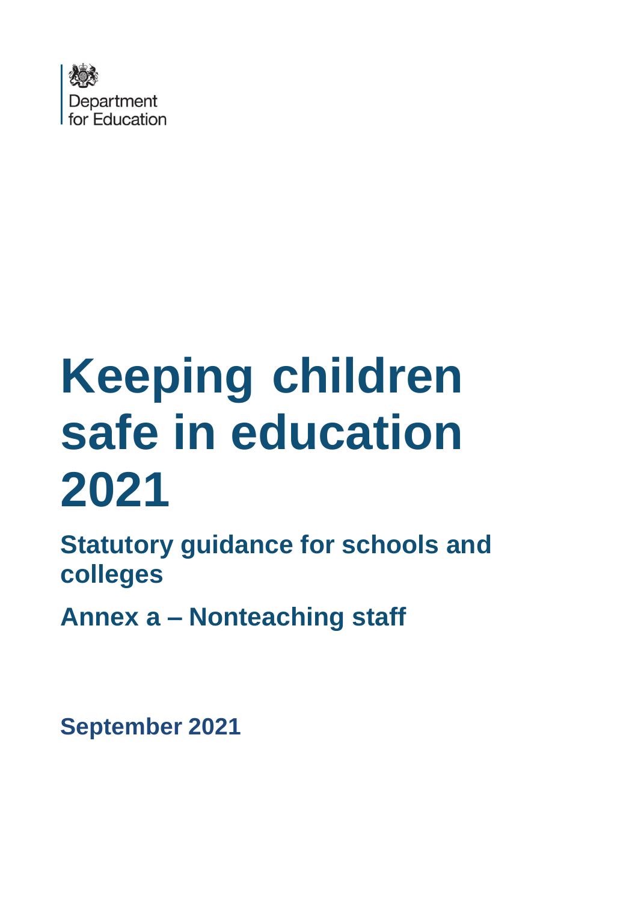Department for Education

# Keeping children safe in education 2021

## Statutory guidance for schools and colleges

## Annex a – Nonteaching staff

**September 2021**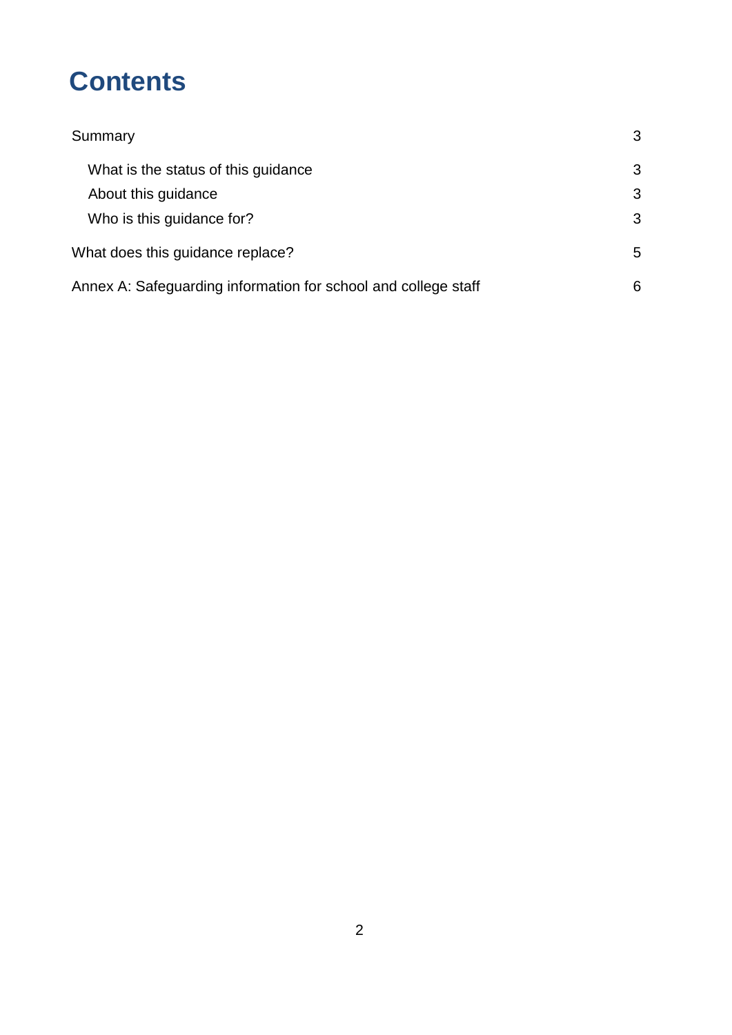# Contents

| | |
|---|---|
| Summary | 3 |
| What is the status of this guidance | 3 |
| About this guidance | 3 |
| Who is this guidance for? | 3 |
| What does this guidance replace? | 5 |
| Annex A: Safeguarding information for school and college staff | 6 |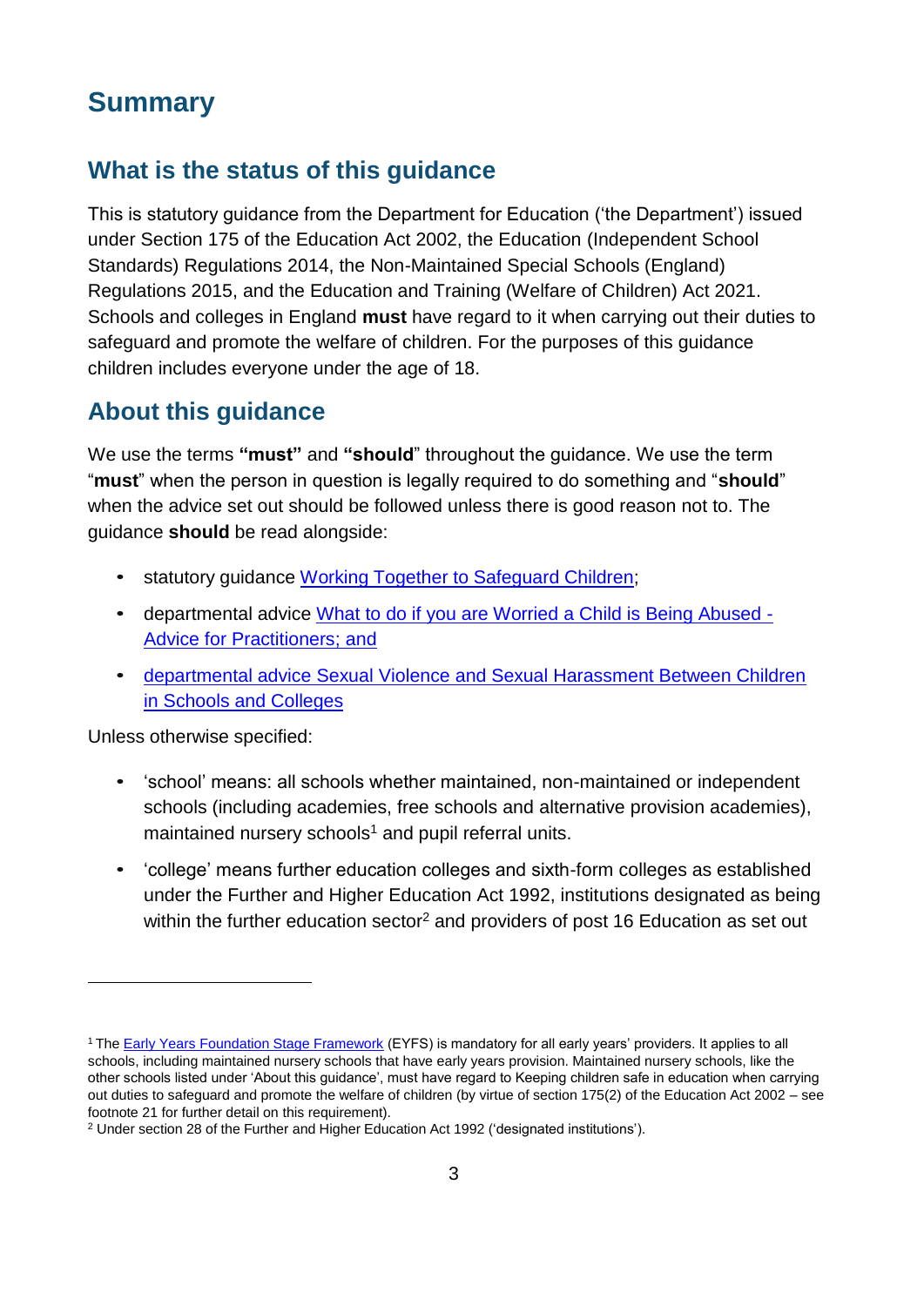# Summary

## What is the status of this guidance

This is statutory guidance from the Department for Education ('the Department') issued under Section 175 of the Education Act 2002, the Education (Independent School Standards) Regulations 2014, the Non-Maintained Special Schools (England) Regulations 2015, and the Education and Training (Welfare of Children) Act 2021. Schools and colleges in England **must** have regard to it when carrying out their duties to safeguard and promote the welfare of children. For the purposes of this guidance children includes everyone under the age of 18.

## About this guidance

We use the terms **"must"** and **"should"** throughout the guidance. We use the term "**must**" when the person in question is legally required to do something and "**should**" when the advice set out should be followed unless there is good reason not to. The guidance **should** be read alongside:

- statutory guidance Working Together to Safeguard Children;
- departmental advice What to do if you are Worried a Child is Being Abused - Advice for Practitioners; and
- departmental advice Sexual Violence and Sexual Harassment Between Children in Schools and Colleges

Unless otherwise specified:

- 'school' means: all schools whether maintained, non-maintained or independent schools (including academies, free schools and alternative provision academies), maintained nursery schools[1] and pupil referral units.
- 'college' means further education colleges and sixth-form colleges as established under the Further and Higher Education Act 1992, institutions designated as being within the further education sector[2] and providers of post 16 Education as set out

---

[1] The Early Years Foundation Stage Framework (EYFS) is mandatory for all early years' providers. It applies to all schools, including maintained nursery schools that have early years provision. Maintained nursery schools, like the other schools listed under 'About this guidance', must have regard to Keeping children safe in education when carrying out duties to safeguard and promote the welfare of children (by virtue of section 175(2) of the Education Act 2002 – see footnote 21 for further detail on this requirement).

[2] Under section 28 of the Further and Higher Education Act 1992 ('designated institutions').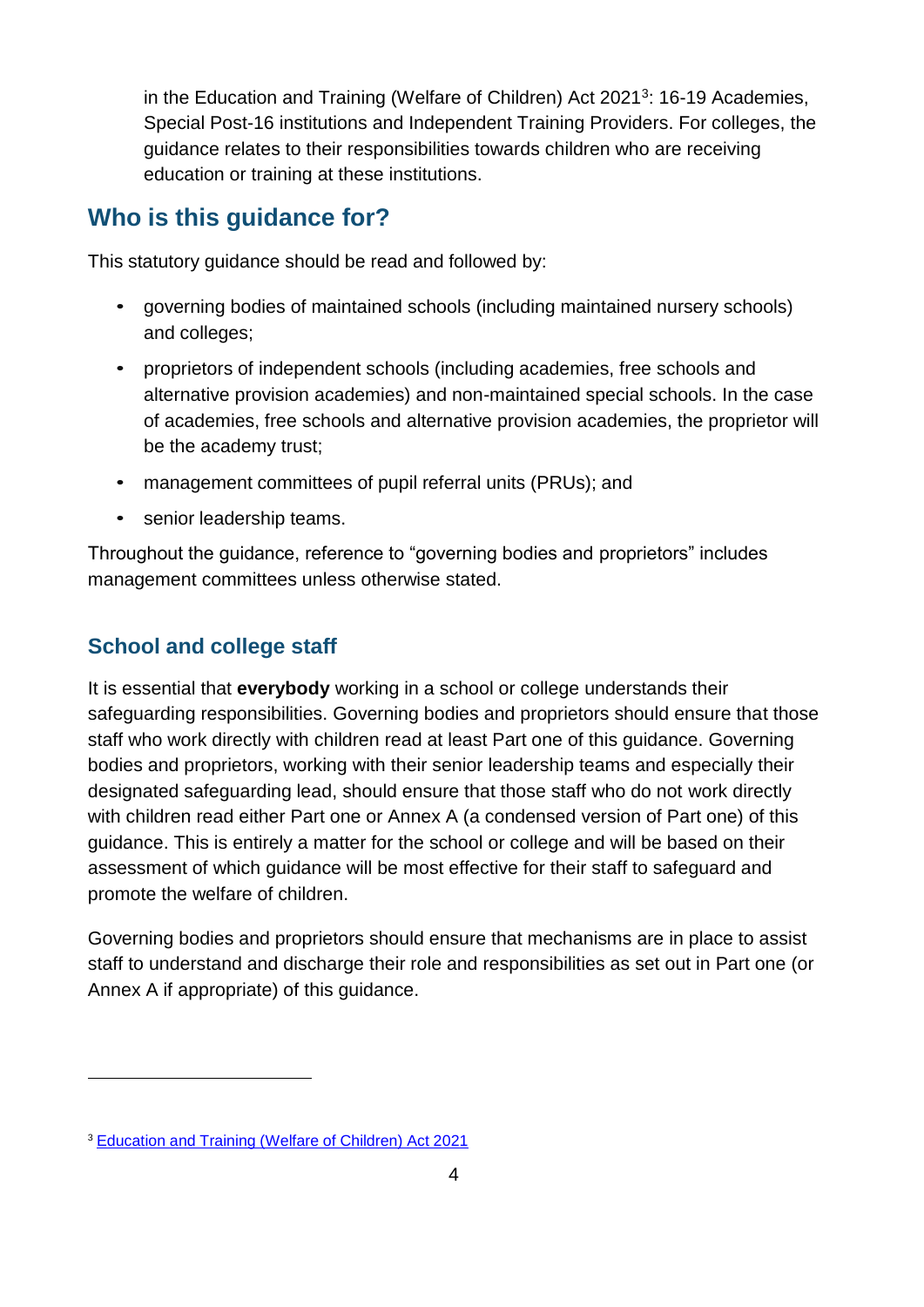in the Education and Training (Welfare of Children) Act 2021[3]: 16-19 Academies, Special Post-16 institutions and Independent Training Providers. For colleges, the guidance relates to their responsibilities towards children who are receiving education or training at these institutions.

## Who is this guidance for?

This statutory guidance should be read and followed by:

- governing bodies of maintained schools (including maintained nursery schools) and colleges;
- proprietors of independent schools (including academies, free schools and alternative provision academies) and non-maintained special schools. In the case of academies, free schools and alternative provision academies, the proprietor will be the academy trust;
- management committees of pupil referral units (PRUs); and
- senior leadership teams.

Throughout the guidance, reference to "governing bodies and proprietors" includes management committees unless otherwise stated.

### School and college staff

It is essential that **everybody** working in a school or college understands their safeguarding responsibilities. Governing bodies and proprietors should ensure that those staff who work directly with children read at least Part one of this guidance. Governing bodies and proprietors, working with their senior leadership teams and especially their designated safeguarding lead, should ensure that those staff who do not work directly with children read either Part one or Annex A (a condensed version of Part one) of this guidance. This is entirely a matter for the school or college and will be based on their assessment of which guidance will be most effective for their staff to safeguard and promote the welfare of children.

Governing bodies and proprietors should ensure that mechanisms are in place to assist staff to understand and discharge their role and responsibilities as set out in Part one (or Annex A if appropriate) of this guidance.

---

[3] Education and Training (Welfare of Children) Act 2021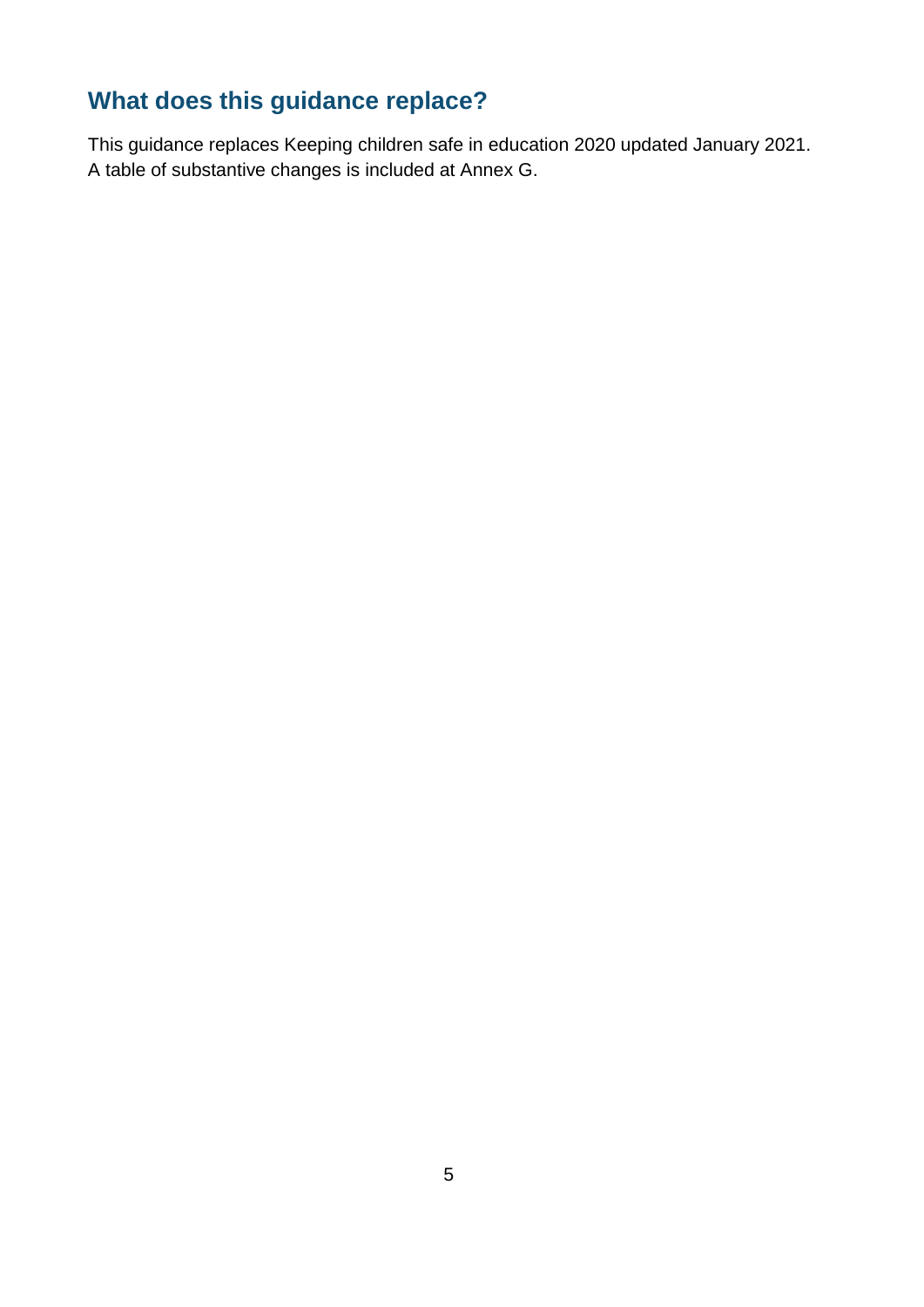## What does this guidance replace?

This guidance replaces Keeping children safe in education 2020 updated January 2021. A table of substantive changes is included at Annex G.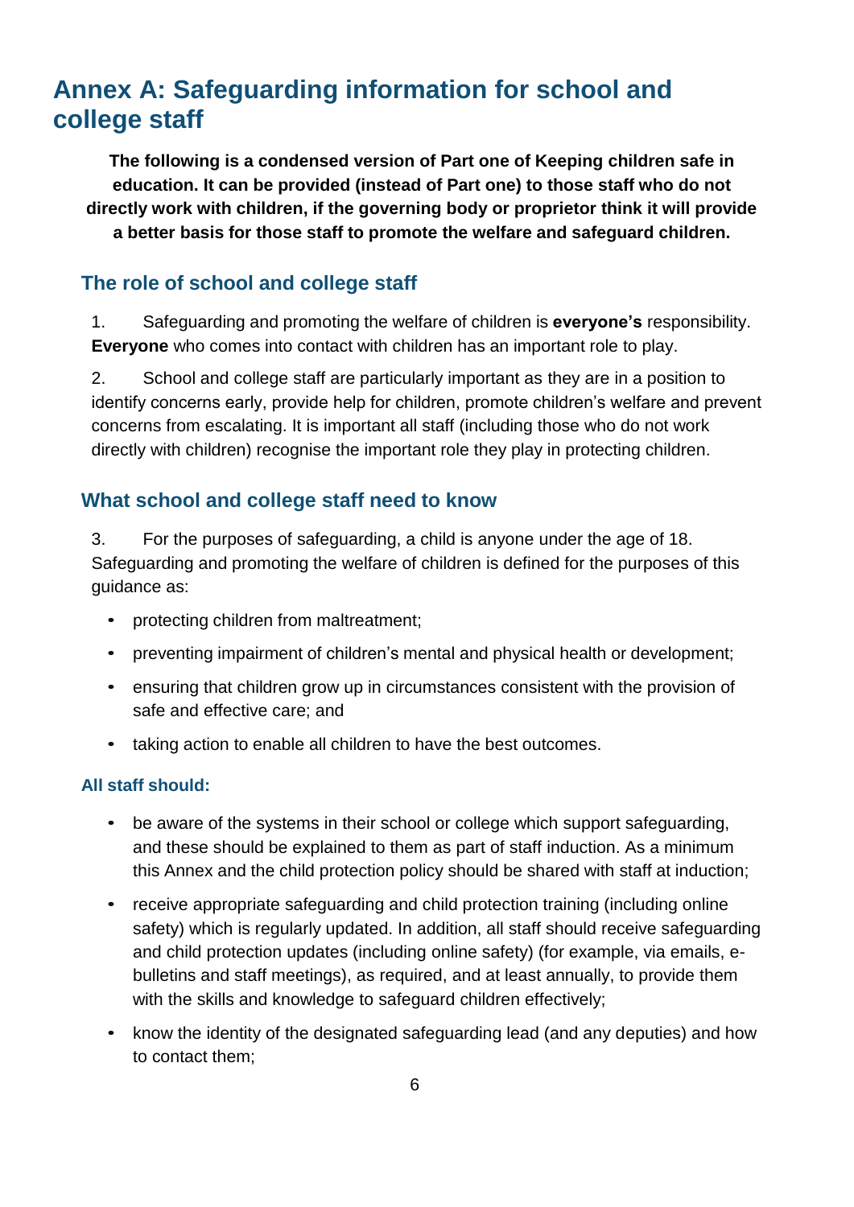# Annex A: Safeguarding information for school and college staff

**The following is a condensed version of Part one of Keeping children safe in education. It can be provided (instead of Part one) to those staff who do not directly work with children, if the governing body or proprietor think it will provide a better basis for those staff to promote the welfare and safeguard children.**

## The role of school and college staff

1. Safeguarding and promoting the welfare of children is **everyone's** responsibility. **Everyone** who comes into contact with children has an important role to play.

2. School and college staff are particularly important as they are in a position to identify concerns early, provide help for children, promote children's welfare and prevent concerns from escalating. It is important all staff (including those who do not work directly with children) recognise the important role they play in protecting children.

## What school and college staff need to know

3. For the purposes of safeguarding, a child is anyone under the age of 18. Safeguarding and promoting the welfare of children is defined for the purposes of this guidance as:

- protecting children from maltreatment;
- preventing impairment of children's mental and physical health or development;
- ensuring that children grow up in circumstances consistent with the provision of safe and effective care; and
- taking action to enable all children to have the best outcomes.

### All staff should:

- be aware of the systems in their school or college which support safeguarding, and these should be explained to them as part of staff induction. As a minimum this Annex and the child protection policy should be shared with staff at induction;
- receive appropriate safeguarding and child protection training (including online safety) which is regularly updated. In addition, all staff should receive safeguarding and child protection updates (including online safety) (for example, via emails, e-bulletins and staff meetings), as required, and at least annually, to provide them with the skills and knowledge to safeguard children effectively;
- know the identity of the designated safeguarding lead (and any deputies) and how to contact them;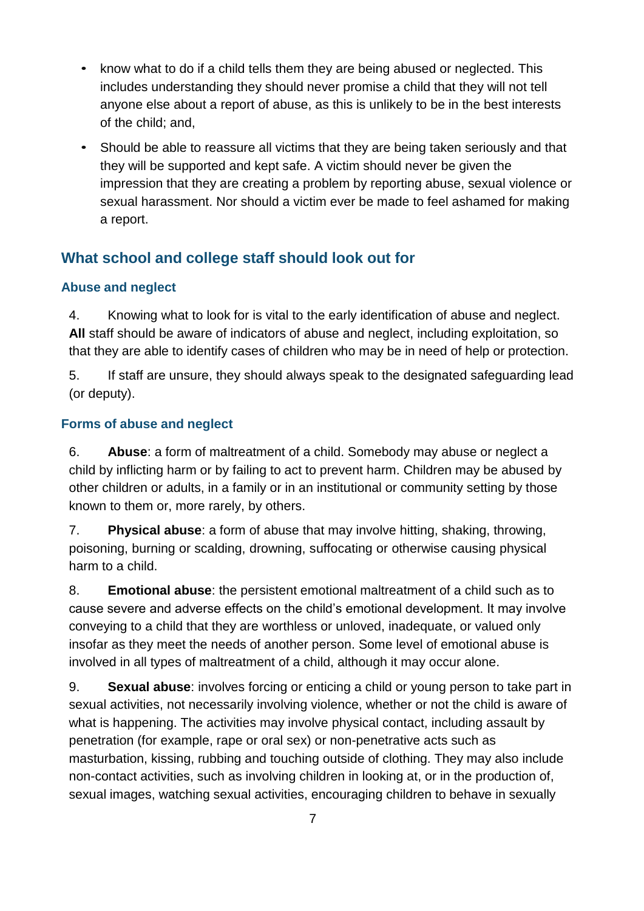- know what to do if a child tells them they are being abused or neglected. This includes understanding they should never promise a child that they will not tell anyone else about a report of abuse, as this is unlikely to be in the best interests of the child; and,
- Should be able to reassure all victims that they are being taken seriously and that they will be supported and kept safe. A victim should never be given the impression that they are creating a problem by reporting abuse, sexual violence or sexual harassment. Nor should a victim ever be made to feel ashamed for making a report.

## What school and college staff should look out for

### Abuse and neglect

4. Knowing what to look for is vital to the early identification of abuse and neglect. **All** staff should be aware of indicators of abuse and neglect, including exploitation, so that they are able to identify cases of children who may be in need of help or protection.

5. If staff are unsure, they should always speak to the designated safeguarding lead (or deputy).

### Forms of abuse and neglect

6. **Abuse**: a form of maltreatment of a child. Somebody may abuse or neglect a child by inflicting harm or by failing to act to prevent harm. Children may be abused by other children or adults, in a family or in an institutional or community setting by those known to them or, more rarely, by others.

7. **Physical abuse**: a form of abuse that may involve hitting, shaking, throwing, poisoning, burning or scalding, drowning, suffocating or otherwise causing physical harm to a child.

8. **Emotional abuse**: the persistent emotional maltreatment of a child such as to cause severe and adverse effects on the child's emotional development. It may involve conveying to a child that they are worthless or unloved, inadequate, or valued only insofar as they meet the needs of another person. Some level of emotional abuse is involved in all types of maltreatment of a child, although it may occur alone.

9. **Sexual abuse**: involves forcing or enticing a child or young person to take part in sexual activities, not necessarily involving violence, whether or not the child is aware of what is happening. The activities may involve physical contact, including assault by penetration (for example, rape or oral sex) or non-penetrative acts such as masturbation, kissing, rubbing and touching outside of clothing. They may also include non-contact activities, such as involving children in looking at, or in the production of, sexual images, watching sexual activities, encouraging children to behave in sexually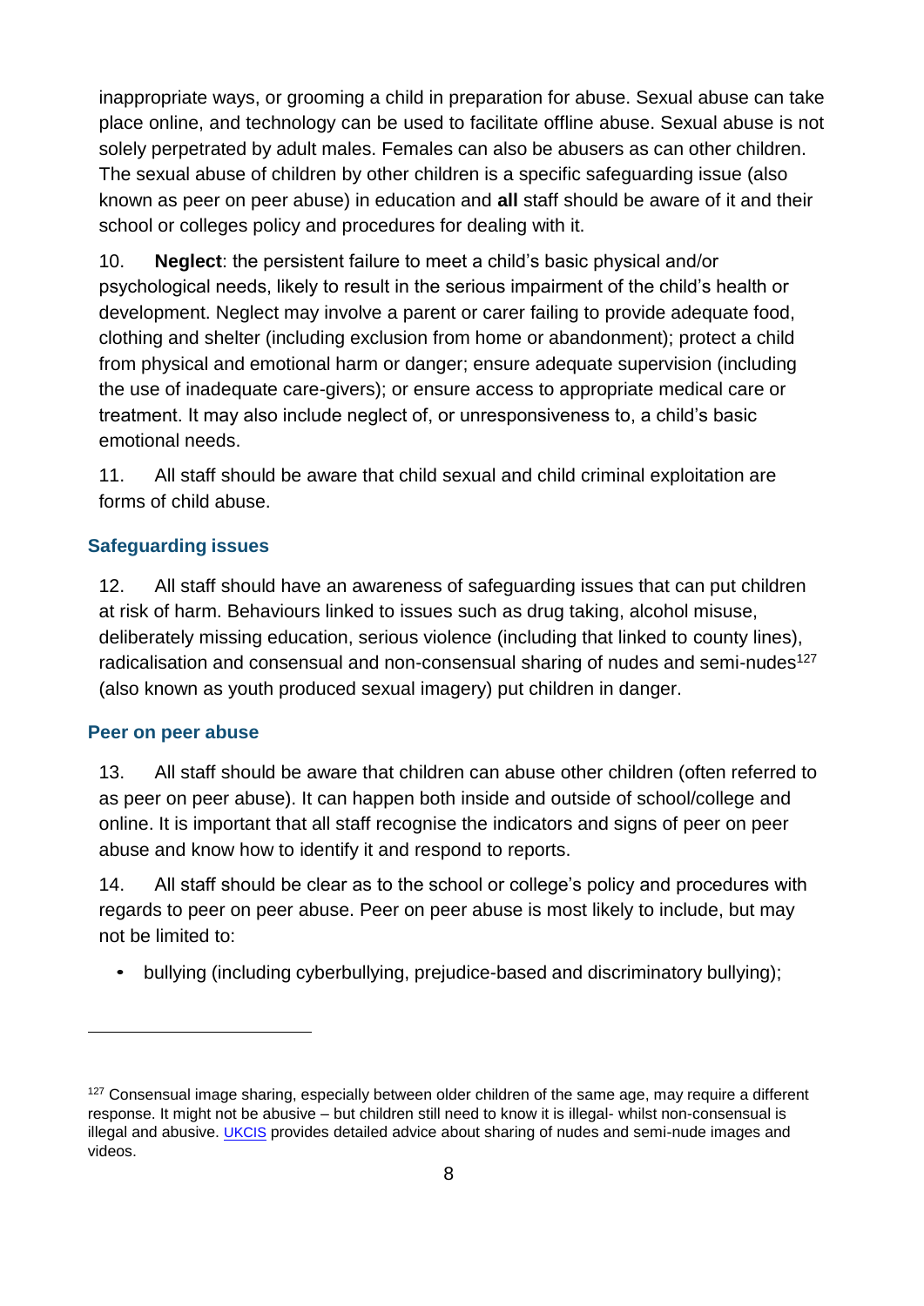inappropriate ways, or grooming a child in preparation for abuse. Sexual abuse can take place online, and technology can be used to facilitate offline abuse. Sexual abuse is not solely perpetrated by adult males. Females can also be abusers as can other children. The sexual abuse of children by other children is a specific safeguarding issue (also known as peer on peer abuse) in education and **all** staff should be aware of it and their school or colleges policy and procedures for dealing with it.

10. **Neglect**: the persistent failure to meet a child's basic physical and/or psychological needs, likely to result in the serious impairment of the child's health or development. Neglect may involve a parent or carer failing to provide adequate food, clothing and shelter (including exclusion from home or abandonment); protect a child from physical and emotional harm or danger; ensure adequate supervision (including the use of inadequate care-givers); or ensure access to appropriate medical care or treatment. It may also include neglect of, or unresponsiveness to, a child's basic emotional needs.

11. All staff should be aware that child sexual and child criminal exploitation are forms of child abuse.

### Safeguarding issues

12. All staff should have an awareness of safeguarding issues that can put children at risk of harm. Behaviours linked to issues such as drug taking, alcohol misuse, deliberately missing education, serious violence (including that linked to county lines), radicalisation and consensual and non-consensual sharing of nudes and semi-nudes[127] (also known as youth produced sexual imagery) put children in danger.

### Peer on peer abuse

13. All staff should be aware that children can abuse other children (often referred to as peer on peer abuse). It can happen both inside and outside of school/college and online. It is important that all staff recognise the indicators and signs of peer on peer abuse and know how to identify it and respond to reports.

14. All staff should be clear as to the school or college's policy and procedures with regards to peer on peer abuse. Peer on peer abuse is most likely to include, but may not be limited to:

- bullying (including cyberbullying, prejudice-based and discriminatory bullying);

---

[127] Consensual image sharing, especially between older children of the same age, may require a different response. It might not be abusive – but children still need to know it is illegal- whilst non-consensual is illegal and abusive. UKCIS provides detailed advice about sharing of nudes and semi-nude images and videos.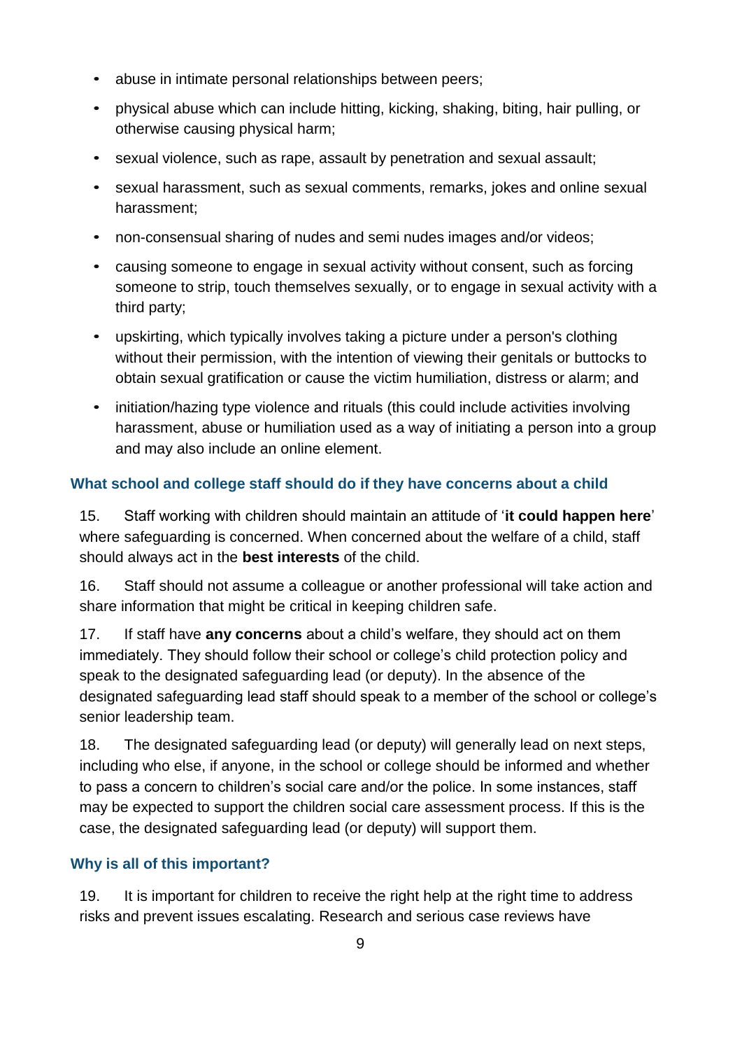- abuse in intimate personal relationships between peers;
- physical abuse which can include hitting, kicking, shaking, biting, hair pulling, or otherwise causing physical harm;
- sexual violence, such as rape, assault by penetration and sexual assault;
- sexual harassment, such as sexual comments, remarks, jokes and online sexual harassment;
- non-consensual sharing of nudes and semi nudes images and/or videos;
- causing someone to engage in sexual activity without consent, such as forcing someone to strip, touch themselves sexually, or to engage in sexual activity with a third party;
- upskirting, which typically involves taking a picture under a person's clothing without their permission, with the intention of viewing their genitals or buttocks to obtain sexual gratification or cause the victim humiliation, distress or alarm; and
- initiation/hazing type violence and rituals (this could include activities involving harassment, abuse or humiliation used as a way of initiating a person into a group and may also include an online element.

### What school and college staff should do if they have concerns about a child

15. Staff working with children should maintain an attitude of '**it could happen here**' where safeguarding is concerned. When concerned about the welfare of a child, staff should always act in the **best interests** of the child.

16. Staff should not assume a colleague or another professional will take action and share information that might be critical in keeping children safe.

17. If staff have **any concerns** about a child's welfare, they should act on them immediately. They should follow their school or college's child protection policy and speak to the designated safeguarding lead (or deputy). In the absence of the designated safeguarding lead staff should speak to a member of the school or college's senior leadership team.

18. The designated safeguarding lead (or deputy) will generally lead on next steps, including who else, if anyone, in the school or college should be informed and whether to pass a concern to children's social care and/or the police. In some instances, staff may be expected to support the children social care assessment process. If this is the case, the designated safeguarding lead (or deputy) will support them.

### Why is all of this important?

19. It is important for children to receive the right help at the right time to address risks and prevent issues escalating. Research and serious case reviews have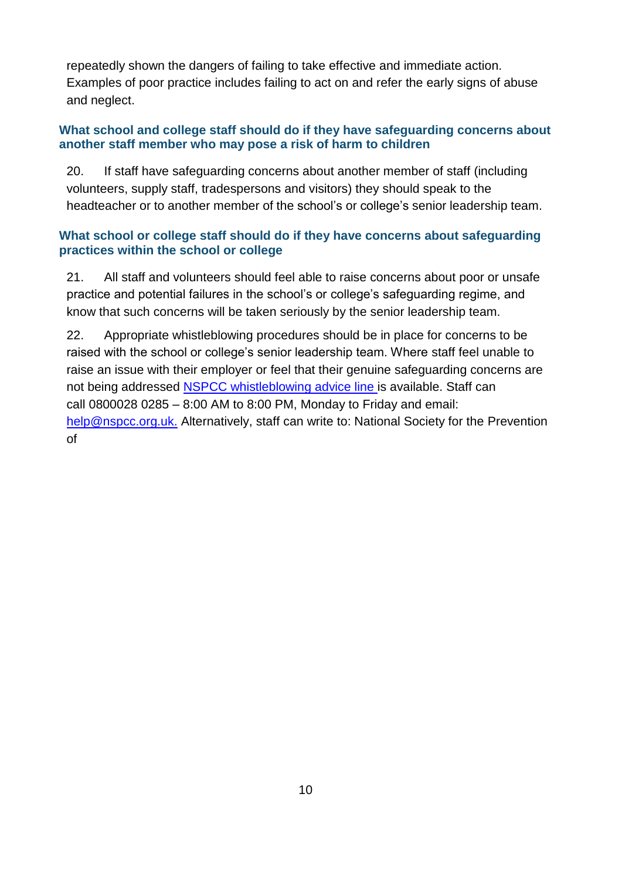repeatedly shown the dangers of failing to take effective and immediate action. Examples of poor practice includes failing to act on and refer the early signs of abuse and neglect.

### What school and college staff should do if they have safeguarding concerns about another staff member who may pose a risk of harm to children

20. If staff have safeguarding concerns about another member of staff (including volunteers, supply staff, tradespersons and visitors) they should speak to the headteacher or to another member of the school's or college's senior leadership team.

### What school or college staff should do if they have concerns about safeguarding practices within the school or college

21. All staff and volunteers should feel able to raise concerns about poor or unsafe practice and potential failures in the school's or college's safeguarding regime, and know that such concerns will be taken seriously by the senior leadership team.

22. Appropriate whistleblowing procedures should be in place for concerns to be raised with the school or college's senior leadership team. Where staff feel unable to raise an issue with their employer or feel that their genuine safeguarding concerns are not being addressed NSPCC whistleblowing advice line is available. Staff can call 0800028 0285 – 8:00 AM to 8:00 PM, Monday to Friday and email: help@nspcc.org.uk. Alternatively, staff can write to: National Society for the Prevention of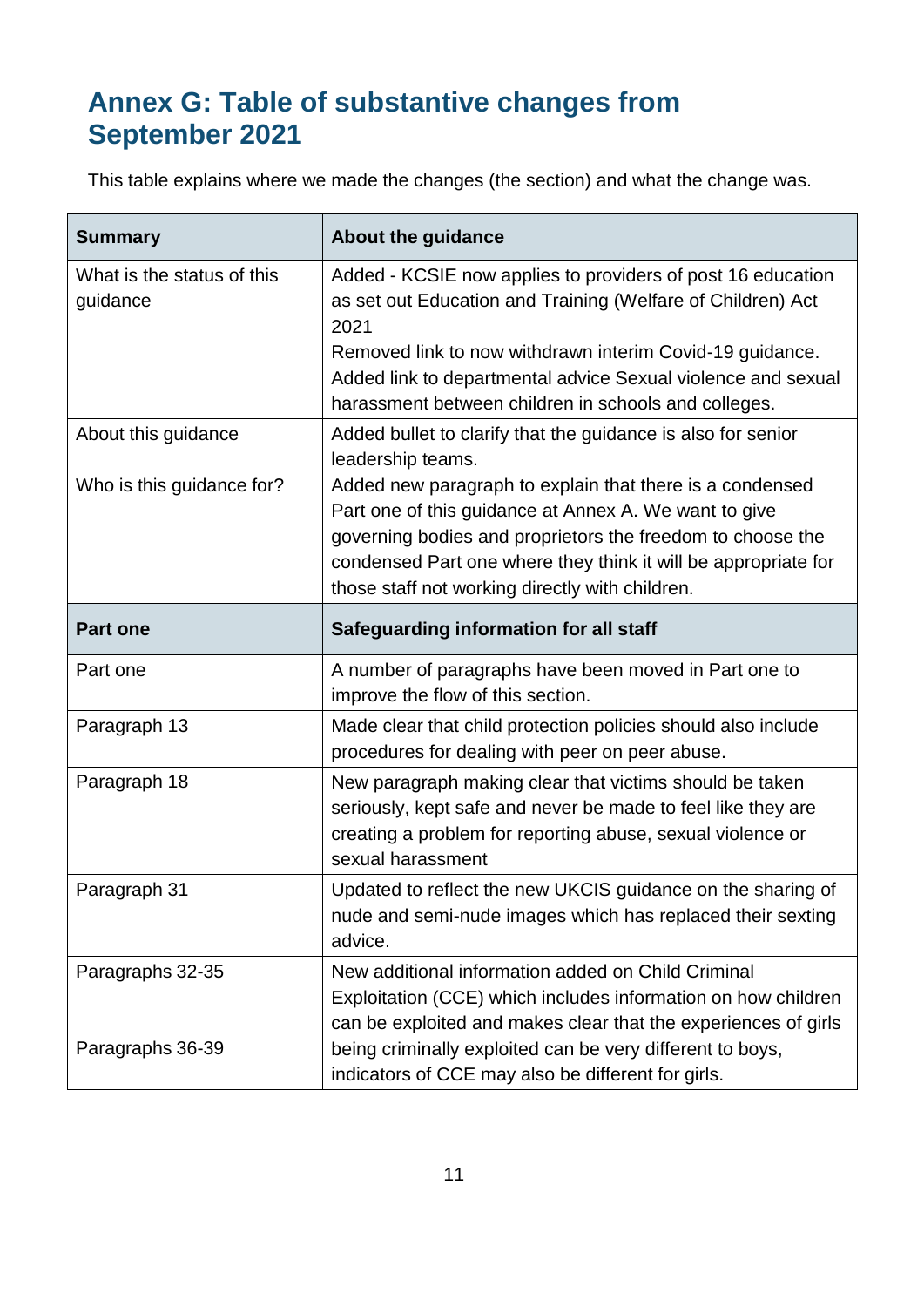## Annex G: Table of substantive changes from September 2021

This table explains where we made the changes (the section) and what the change was.

| Summary | About the guidance |
|---|---|
| What is the status of this guidance | Added - KCSIE now applies to providers of post 16 education as set out Education and Training (Welfare of Children) Act 2021<br>Removed link to now withdrawn interim Covid-19 guidance.<br>Added link to departmental advice Sexual violence and sexual harassment between children in schools and colleges. |
| About this guidance<br><br>Who is this guidance for? | Added bullet to clarify that the guidance is also for senior leadership teams.<br>Added new paragraph to explain that there is a condensed Part one of this guidance at Annex A. We want to give governing bodies and proprietors the freedom to choose the condensed Part one where they think it will be appropriate for those staff not working directly with children. |
| **Part one** | **Safeguarding information for all staff** |
| Part one | A number of paragraphs have been moved in Part one to improve the flow of this section. |
| Paragraph 13 | Made clear that child protection policies should also include procedures for dealing with peer on peer abuse. |
| Paragraph 18 | New paragraph making clear that victims should be taken seriously, kept safe and never be made to feel like they are creating a problem for reporting abuse, sexual violence or sexual harassment |
| Paragraph 31 | Updated to reflect the new UKCIS guidance on the sharing of nude and semi-nude images which has replaced their sexting advice. |
| Paragraphs 32-35<br><br>Paragraphs 36-39 | New additional information added on Child Criminal Exploitation (CCE) which includes information on how children can be exploited and makes clear that the experiences of girls being criminally exploited can be very different to boys, indicators of CCE may also be different for girls. |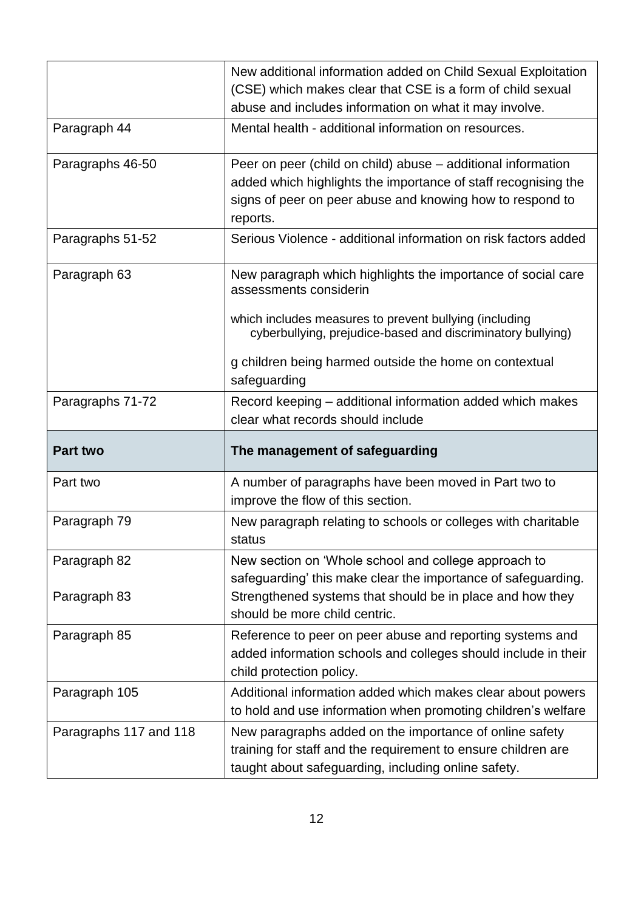|  |  |
|---|---|
|  | New additional information added on Child Sexual Exploitation (CSE) which makes clear that CSE is a form of child sexual abuse and includes information on what it may involve. |
| Paragraph 44 | Mental health - additional information on resources. |
| Paragraphs 46-50 | Peer on peer (child on child) abuse – additional information added which highlights the importance of staff recognising the signs of peer on peer abuse and knowing how to respond to reports. |
| Paragraphs 51-52 | Serious Violence - additional information on risk factors added |
| Paragraph 63 | New paragraph which highlights the importance of social care assessments considerin<br><br>which includes measures to prevent bullying (including cyberbullying, prejudice-based and discriminatory bullying)<br><br>g children being harmed outside the home on contextual safeguarding |
| Paragraphs 71-72 | Record keeping – additional information added which makes clear what records should include |
| **Part two** | **The management of safeguarding** |
| Part two | A number of paragraphs have been moved in Part two to improve the flow of this section. |
| Paragraph 79 | New paragraph relating to schools or colleges with charitable status |
| Paragraph 82<br><br>Paragraph 83 | New section on 'Whole school and college approach to safeguarding' this make clear the importance of safeguarding. Strengthened systems that should be in place and how they should be more child centric. |
| Paragraph 85 | Reference to peer on peer abuse and reporting systems and added information schools and colleges should include in their child protection policy. |
| Paragraph 105 | Additional information added which makes clear about powers to hold and use information when promoting children's welfare |
| Paragraphs 117 and 118 | New paragraphs added on the importance of online safety training for staff and the requirement to ensure children are taught about safeguarding, including online safety. |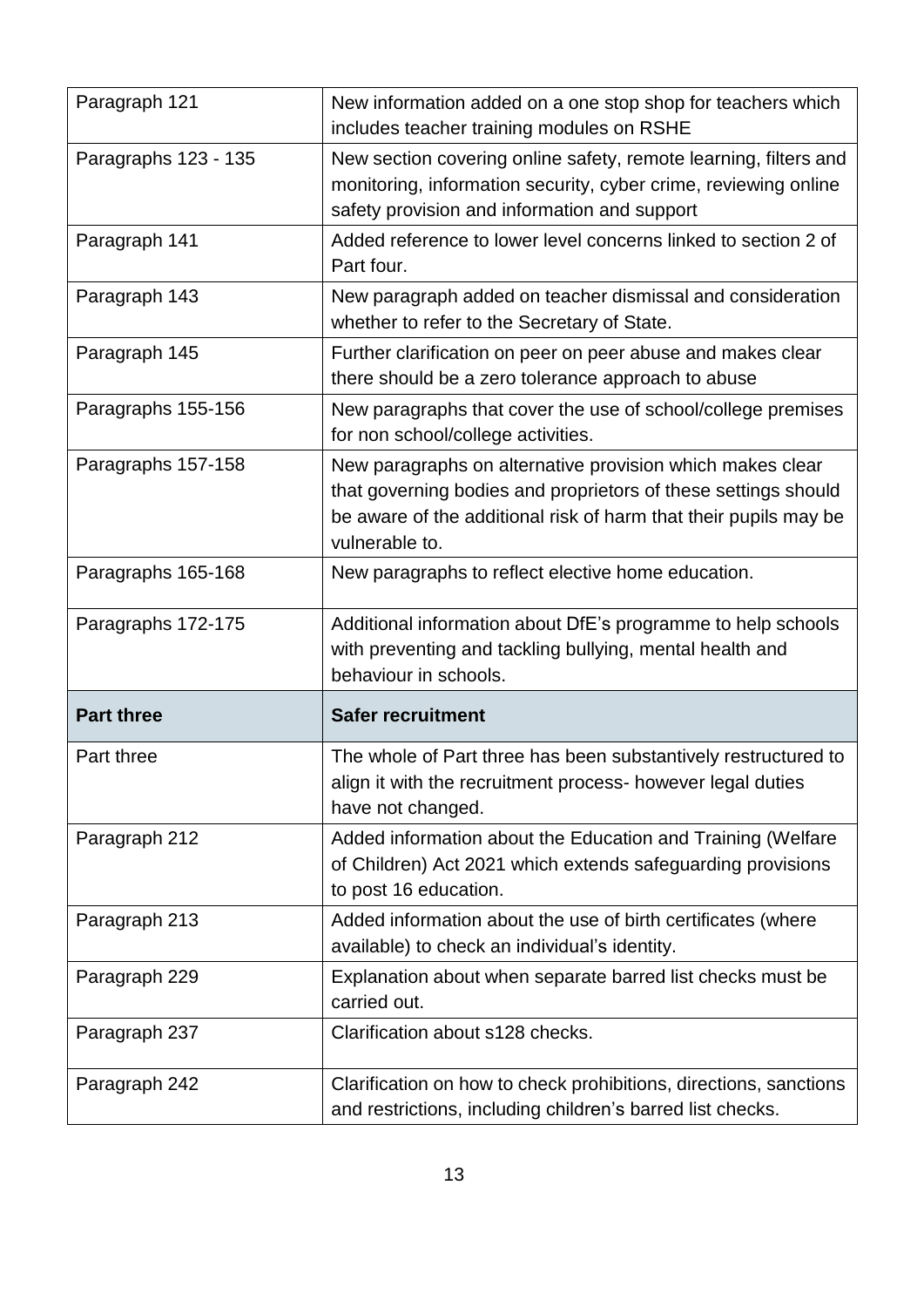| | |
|---|---|
| Paragraph 121 | New information added on a one stop shop for teachers which includes teacher training modules on RSHE |
| Paragraphs 123 - 135 | New section covering online safety, remote learning, filters and monitoring, information security, cyber crime, reviewing online safety provision and information and support |
| Paragraph 141 | Added reference to lower level concerns linked to section 2 of Part four. |
| Paragraph 143 | New paragraph added on teacher dismissal and consideration whether to refer to the Secretary of State. |
| Paragraph 145 | Further clarification on peer on peer abuse and makes clear there should be a zero tolerance approach to abuse |
| Paragraphs 155-156 | New paragraphs that cover the use of school/college premises for non school/college activities. |
| Paragraphs 157-158 | New paragraphs on alternative provision which makes clear that governing bodies and proprietors of these settings should be aware of the additional risk of harm that their pupils may be vulnerable to. |
| Paragraphs 165-168 | New paragraphs to reflect elective home education. |
| Paragraphs 172-175 | Additional information about DfE's programme to help schools with preventing and tackling bullying, mental health and behaviour in schools. |
| **Part three** | **Safer recruitment** |
| Part three | The whole of Part three has been substantively restructured to align it with the recruitment process- however legal duties have not changed. |
| Paragraph 212 | Added information about the Education and Training (Welfare of Children) Act 2021 which extends safeguarding provisions to post 16 education. |
| Paragraph 213 | Added information about the use of birth certificates (where available) to check an individual's identity. |
| Paragraph 229 | Explanation about when separate barred list checks must be carried out. |
| Paragraph 237 | Clarification about s128 checks. |
| Paragraph 242 | Clarification on how to check prohibitions, directions, sanctions and restrictions, including children's barred list checks. |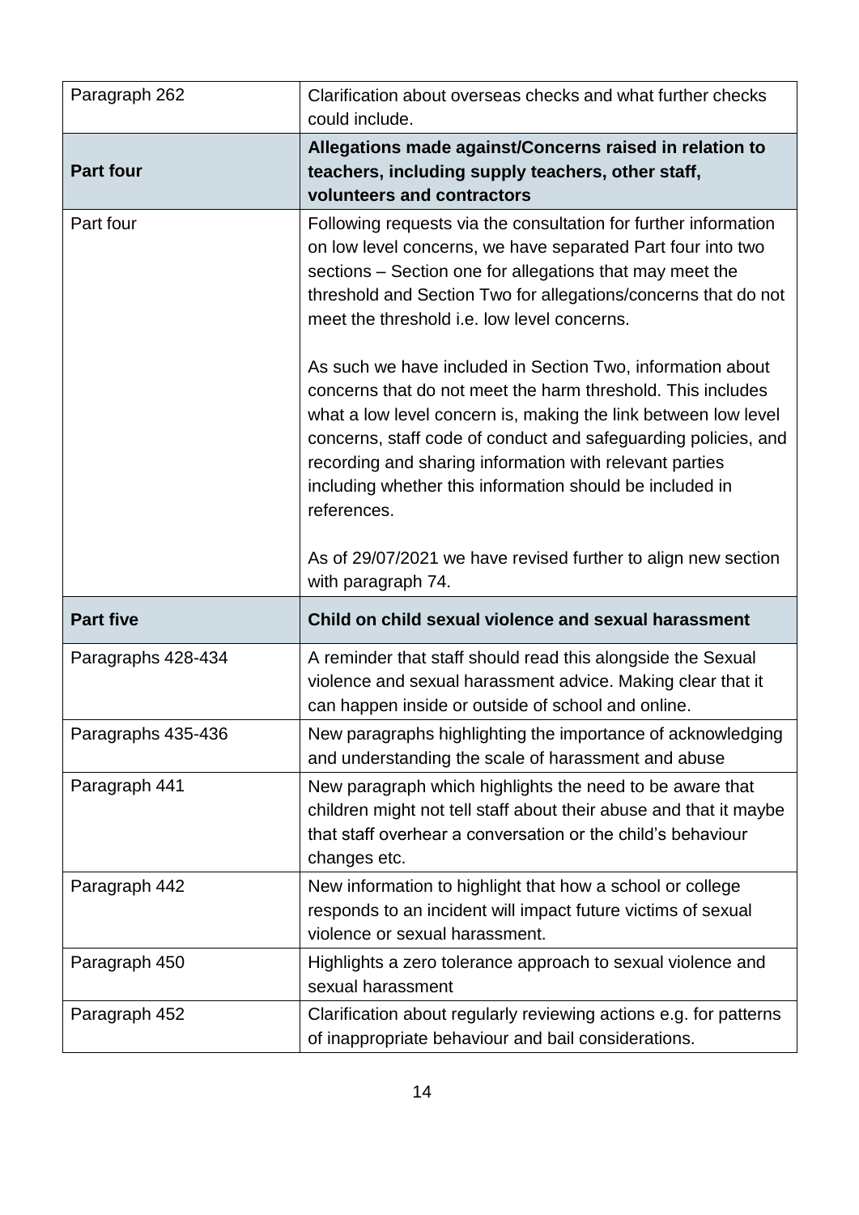| | |
|---|---|
| Paragraph 262 | Clarification about overseas checks and what further checks could include. |
| **Part four** | **Allegations made against/Concerns raised in relation to teachers, including supply teachers, other staff, volunteers and contractors** |
| Part four | Following requests via the consultation for further information on low level concerns, we have separated Part four into two sections – Section one for allegations that may meet the threshold and Section Two for allegations/concerns that do not meet the threshold i.e. low level concerns.<br><br>As such we have included in Section Two, information about concerns that do not meet the harm threshold. This includes what a low level concern is, making the link between low level concerns, staff code of conduct and safeguarding policies, and recording and sharing information with relevant parties including whether this information should be included in references.<br><br>As of 29/07/2021 we have revised further to align new section with paragraph 74. |
| **Part five** | **Child on child sexual violence and sexual harassment** |
| Paragraphs 428-434 | A reminder that staff should read this alongside the Sexual violence and sexual harassment advice. Making clear that it can happen inside or outside of school and online. |
| Paragraphs 435-436 | New paragraphs highlighting the importance of acknowledging and understanding the scale of harassment and abuse |
| Paragraph 441 | New paragraph which highlights the need to be aware that children might not tell staff about their abuse and that it maybe that staff overhear a conversation or the child's behaviour changes etc. |
| Paragraph 442 | New information to highlight that how a school or college responds to an incident will impact future victims of sexual violence or sexual harassment. |
| Paragraph 450 | Highlights a zero tolerance approach to sexual violence and sexual harassment |
| Paragraph 452 | Clarification about regularly reviewing actions e.g. for patterns of inappropriate behaviour and bail considerations. |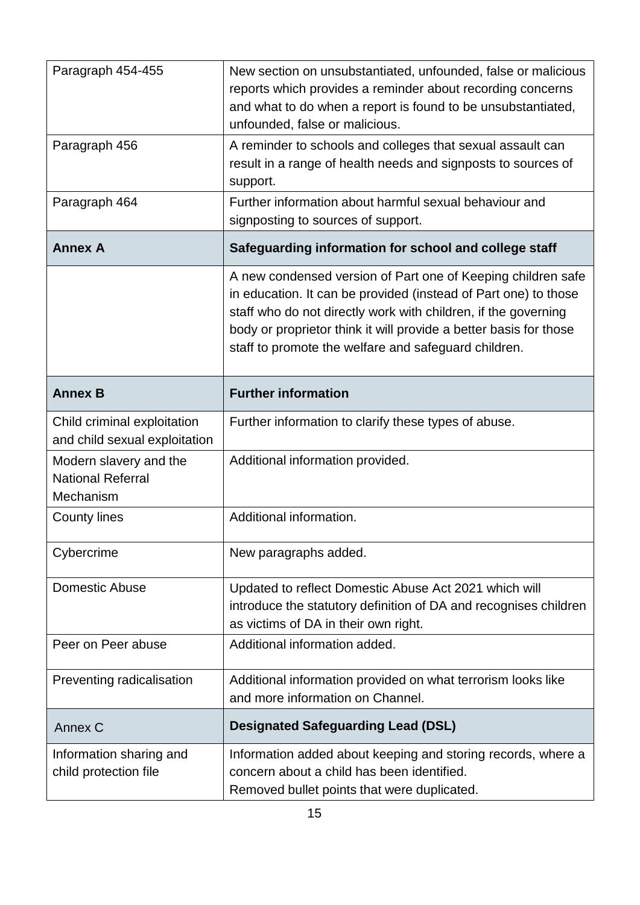| | |
|---|---|
| Paragraph 454-455 | New section on unsubstantiated, unfounded, false or malicious reports which provides a reminder about recording concerns and what to do when a report is found to be unsubstantiated, unfounded, false or malicious. |
| Paragraph 456 | A reminder to schools and colleges that sexual assault can result in a range of health needs and signposts to sources of support. |
| Paragraph 464 | Further information about harmful sexual behaviour and signposting to sources of support. |
| **Annex A** | **Safeguarding information for school and college staff** |
| | A new condensed version of Part one of Keeping children safe in education. It can be provided (instead of Part one) to those staff who do not directly work with children, if the governing body or proprietor think it will provide a better basis for those staff to promote the welfare and safeguard children. |
| **Annex B** | **Further information** |
| Child criminal exploitation and child sexual exploitation | Further information to clarify these types of abuse. |
| Modern slavery and the National Referral Mechanism | Additional information provided. |
| County lines | Additional information. |
| Cybercrime | New paragraphs added. |
| Domestic Abuse | Updated to reflect Domestic Abuse Act 2021 which will introduce the statutory definition of DA and recognises children as victims of DA in their own right. |
| Peer on Peer abuse | Additional information added. |
| Preventing radicalisation | Additional information provided on what terrorism looks like and more information on Channel. |
| Annex C | **Designated Safeguarding Lead (DSL)** |
| Information sharing and child protection file | Information added about keeping and storing records, where a concern about a child has been identified.<br>Removed bullet points that were duplicated. |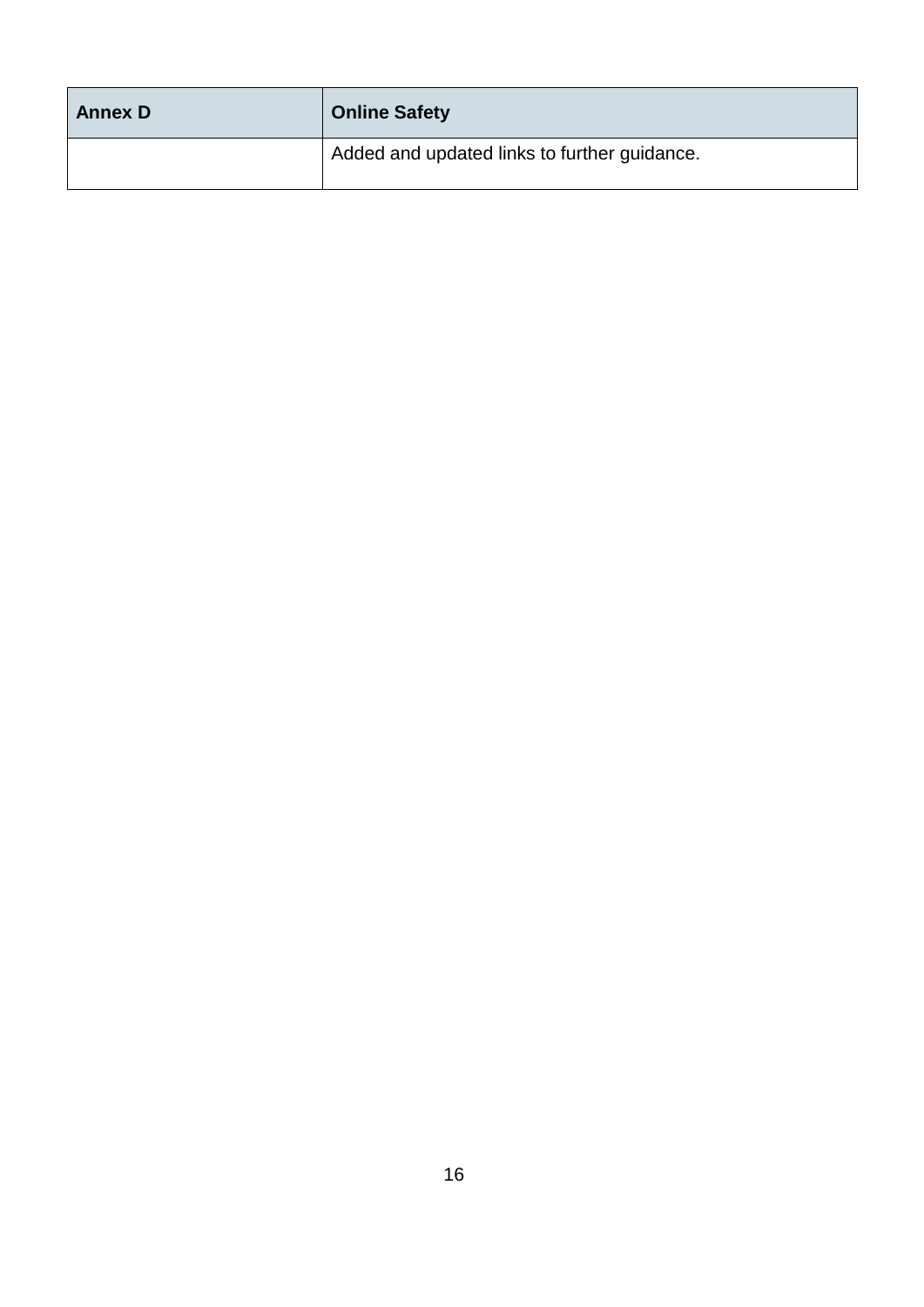| Annex D | Online Safety |
| --- | --- |
| | Added and updated links to further guidance. |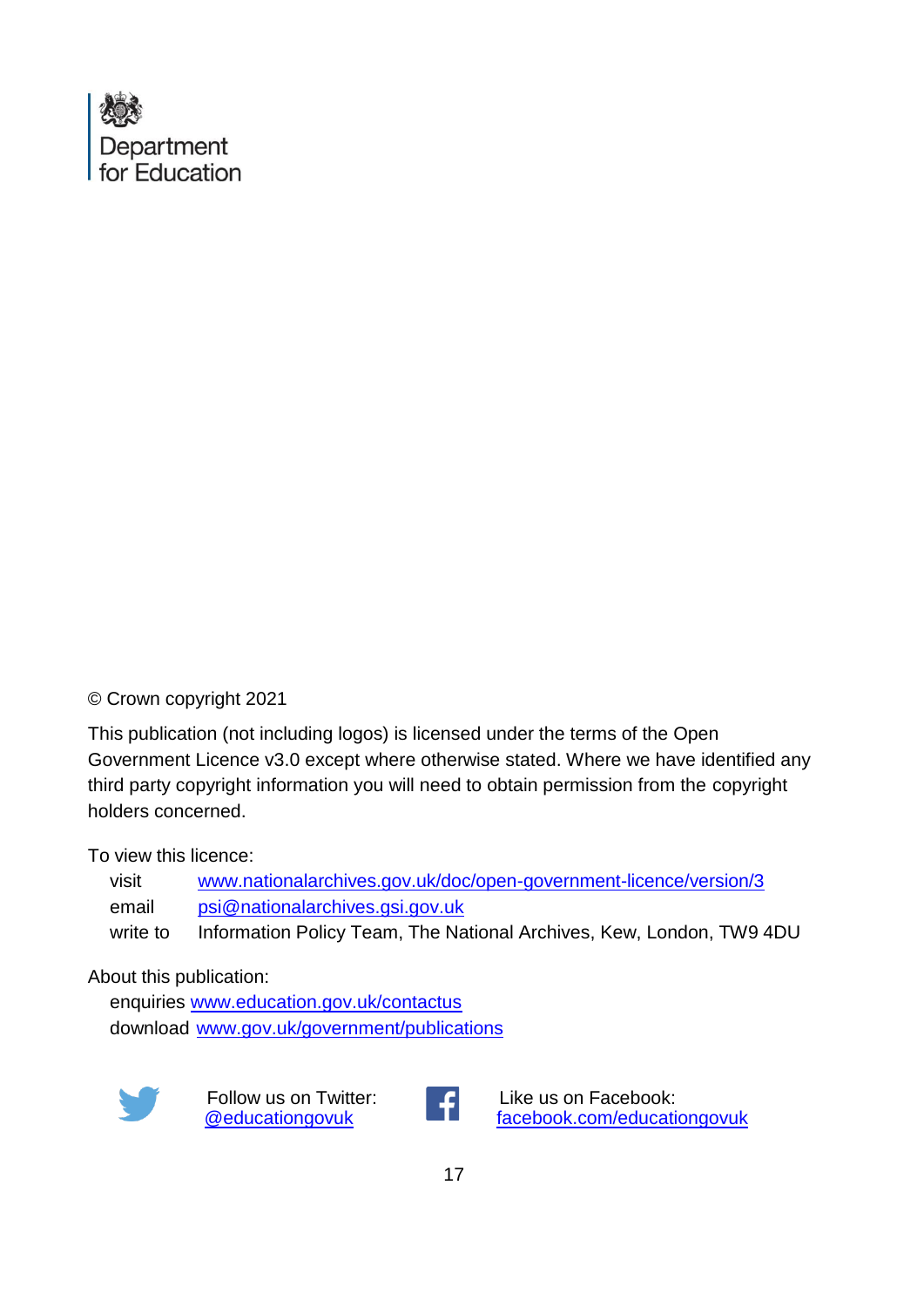Department for Education

© Crown copyright 2021

This publication (not including logos) is licensed under the terms of the Open Government Licence v3.0 except where otherwise stated. Where we have identified any third party copyright information you will need to obtain permission from the copyright holders concerned.

To view this licence:

visit www.nationalarchives.gov.uk/doc/open-government-licence/version/3
email psi@nationalarchives.gsi.gov.uk
write to Information Policy Team, The National Archives, Kew, London, TW9 4DU

About this publication:

enquiries www.education.gov.uk/contactus
download www.gov.uk/government/publications

Follow us on Twitter: @educationgovuk

Like us on Facebook: facebook.com/educationgovuk